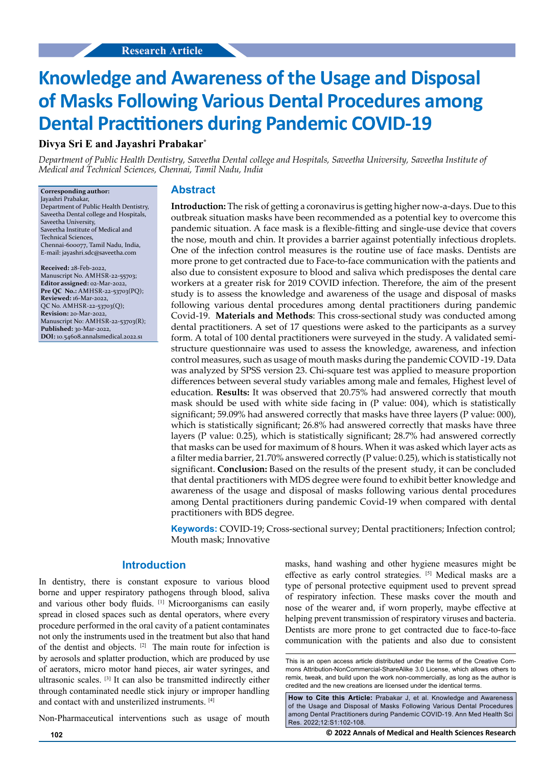Research Article

# Knowledge and Awareness of the Usage and Disposal of Masks Following Various Dental Procedures among Dental Practitioners during Pandemic COVID-19

**Divya Sri E and Jayashri Prabakar***

*Department of Public Health Dentistry, Saveetha Dental college and Hospitals, Saveetha University, Saveetha Institute of Medical and Technical Sciences, Chennai, Tamil Nadu, India*

**Corresponding author:**
Jayashri Prabakar,
Department of Public Health Dentistry,
Saveetha Dental college and Hospitals,
Saveetha University,
Saveetha Institute of Medical and Technical Sciences,
Chennai-600077, Tamil Nadu, India,
E-mail: jayashri.sdc@saveetha.com

**Received:** 28-Feb-2022,
Manuscript No. AMHSR-22-55703;
**Editor assigned:** 02-Mar-2022,
**Pre QC No.:** AMHSR-22-53703(PQ);
**Reviewed:** 16-Mar-2022,
QC No. AMHSR-22-53703(Q);
**Revision:** 20-Mar-2022,
Manuscript No: AMHSR-22-53703(R);
**Published:** 30-Mar-2022,
**DOI:** 10.54608.annalsmedical.2022.S1

## Abstract

**Introduction:** The risk of getting a coronavirus is getting higher now-a-days. Due to this outbreak situation masks have been recommended as a potential key to overcome this pandemic situation. A face mask is a flexible-fitting and single-use device that covers the nose, mouth and chin. It provides a barrier against potentially infectious droplets. One of the infection control measures is the routine use of face masks. Dentists are more prone to get contracted due to Face-to-face communication with the patients and also due to consistent exposure to blood and saliva which predisposes the dental care workers at a greater risk for 2019 COVID infection. Therefore, the aim of the present study is to assess the knowledge and awareness of the usage and disposal of masks following various dental procedures among dental practitioners during pandemic Covid-19. **Materials and Methods**: This cross-sectional study was conducted among dental practitioners. A set of 17 questions were asked to the participants as a survey form. A total of 100 dental practitioners were surveyed in the study. A validated semi-structure questionnaire was used to assess the knowledge, awareness, and infection control measures, such as usage of mouth masks during the pandemic COVID -19. Data was analyzed by SPSS version 23. Chi-square test was applied to measure proportion differences between several study variables among male and females, Highest level of education. **Results:** It was observed that 20.75% had answered correctly that mouth mask should be used with white side facing in (P value: 004), which is statistically significant; 59.09% had answered correctly that masks have three layers (P value: 000), which is statistically significant; 26.8% had answered correctly that masks have three layers (P value: 0.25), which is statistically significant; 28.7% had answered correctly that masks can be used for maximum of 8 hours. When it was asked which layer acts as a filter media barrier, 21.70% answered correctly (P value: 0.25), which is statistically not significant. **Conclusion:** Based on the results of the present study, it can be concluded that dental practitioners with MDS degree were found to exhibit better knowledge and awareness of the usage and disposal of masks following various dental procedures among Dental practitioners during pandemic Covid-19 when compared with dental practitioners with BDS degree.

**Keywords:** COVID-19; Cross-sectional survey; Dental practitioners; Infection control; Mouth mask; Innovative

## Introduction

In dentistry, there is constant exposure to various blood borne and upper respiratory pathogens through blood, saliva and various other body fluids. [1] Microorganisms can easily spread in closed spaces such as dental operators, where every procedure performed in the oral cavity of a patient contaminates not only the instruments used in the treatment but also that hand of the dentist and objects. [2] The main route for infection is by aerosols and splatter production, which are produced by use of aerators, micro motor hand pieces, air water syringes, and ultrasonic scales. [3] It can also be transmitted indirectly either through contaminated needle stick injury or improper handling and contact with and unsterilized instruments. [4]

Non-Pharmaceutical interventions such as usage of mouth masks, hand washing and other hygiene measures might be effective as early control strategies. [5] Medical masks are a type of personal protective equipment used to prevent spread of respiratory infection. These masks cover the mouth and nose of the wearer and, if worn properly, maybe effective at helping prevent transmission of respiratory viruses and bacteria. Dentists are more prone to get contracted due to face-to-face communication with the patients and also due to consistent

This is an open access article distributed under the terms of the Creative Commons Attribution-NonCommercial-ShareAlike 3.0 License, which allows others to remix, tweak, and build upon the work non-commercially, as long as the author is credited and the new creations are licensed under the identical terms.

**How to Cite this Article:** Prabakar J, et al. Knowledge and Awareness of the Usage and Disposal of Masks Following Various Dental Procedures among Dental Practitioners during Pandemic COVID-19. Ann Med Health Sci Res. 2022;12:S1:102-108.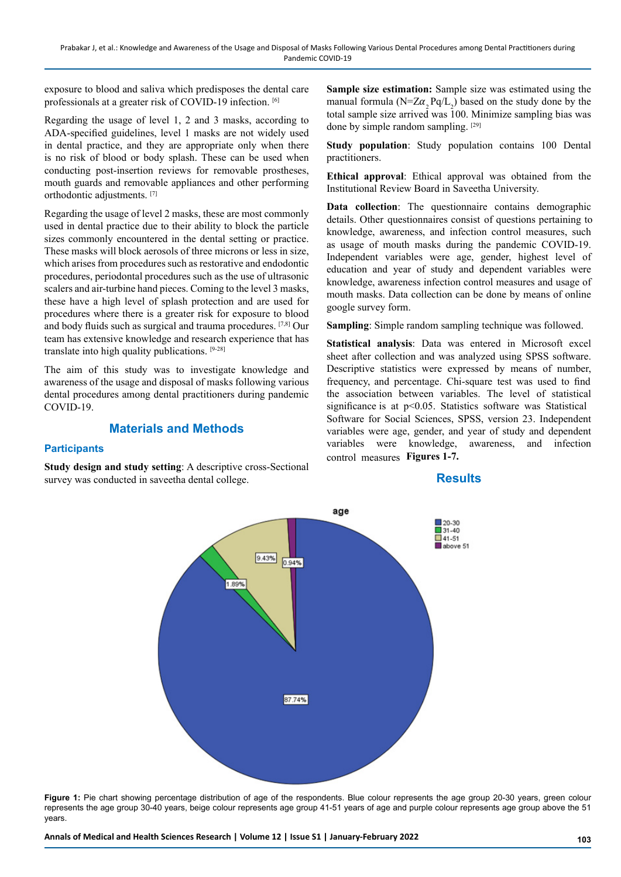exposure to blood and saliva which predisposes the dental care professionals at a greater risk of COVID-19 infection. [6]

Regarding the usage of level 1, 2 and 3 masks, according to ADA-specified guidelines, level 1 masks are not widely used in dental practice, and they are appropriate only when there is no risk of blood or body splash. These can be used when conducting post-insertion reviews for removable prostheses, mouth guards and removable appliances and other performing orthodontic adjustments. [7]

Regarding the usage of level 2 masks, these are most commonly used in dental practice due to their ability to block the particle sizes commonly encountered in the dental setting or practice. These masks will block aerosols of three microns or less in size, which arises from procedures such as restorative and endodontic procedures, periodontal procedures such as the use of ultrasonic scalers and air-turbine hand pieces. Coming to the level 3 masks, these have a high level of splash protection and are used for procedures where there is a greater risk for exposure to blood and body fluids such as surgical and trauma procedures. [7,8] Our team has extensive knowledge and research experience that has translate into high quality publications. [9-28]

The aim of this study was to investigate knowledge and awareness of the usage and disposal of masks following various dental procedures among dental practitioners during pandemic COVID-19.

## Materials and Methods

### Participants

**Study design and study setting**: A descriptive cross-Sectional survey was conducted in saveetha dental college.

**Sample size estimation:** Sample size was estimated using the manual formula ($N = Z\alpha_2 Pq/L_2$) based on the study done by the total sample size arrived was 100. Minimize sampling bias was done by simple random sampling. [29]

**Study population**: Study population contains 100 Dental practitioners.

**Ethical approval**: Ethical approval was obtained from the Institutional Review Board in Saveetha University.

**Data collection**: The questionnaire contains demographic details. Other questionnaires consist of questions pertaining to knowledge, awareness, and infection control measures, such as usage of mouth masks during the pandemic COVID-19. Independent variables were age, gender, highest level of education and year of study and dependent variables were knowledge, awareness infection control measures and usage of mouth masks. Data collection can be done by means of online google survey form.

**Sampling**: Simple random sampling technique was followed.

**Statistical analysis**: Data was entered in Microsoft excel sheet after collection and was analyzed using SPSS software. Descriptive statistics were expressed by means of number, frequency, and percentage. Chi-square test was used to find the association between variables. The level of statistical significance is at $p<0.05$. Statistics software was Statistical Software for Social Sciences, SPSS, version 23. Independent variables were age, gender, and year of study and dependent variables were knowledge, awareness, and infection control measures **Figures 1-7.**

## Results

**Figure 1:** Pie chart showing percentage distribution of age of the respondents. Blue colour represents the age group 20-30 years, green colour represents the age group 30-40 years, beige colour represents age group 41-51 years of age and purple colour represents age group above the 51 years.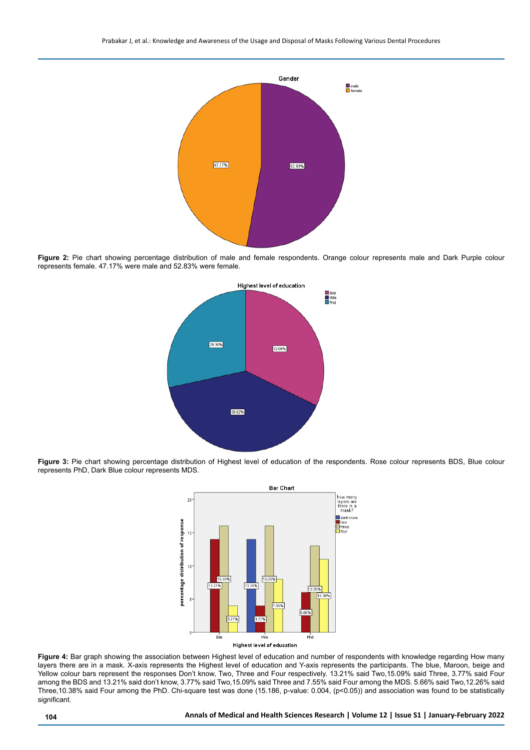Figure 2: Pie chart showing percentage distribution of male and female respondents. Orange colour represents male and Dark Purple colour represents female. 47.17% were male and 52.83% were female.

Figure 3: Pie chart showing percentage distribution of Highest level of education of the respondents. Rose colour represents BDS, Blue colour represents PhD, Dark Blue colour represents MDS.

Figure 4: Bar graph showing the association between Highest level of education and number of respondents with knowledge regarding How many layers there are in a mask. X-axis represents the Highest level of education and Y-axis represents the participants. The blue, Maroon, beige and Yellow colour bars represent the responses Don't know, Two, Three and Four respectively. 13.21% said Two,15.09% said Three, 3.77% said Four among the BDS and 13.21% said don't know, 3.77% said Two,15.09% said Three and 7.55% said Four among the MDS. 5.66% said Two,12.26% said Three,10.38% said Four among the PhD. Chi-square test was done (15.186, p-value: 0.004, ($p<0.05$)) and association was found to be statistically significant.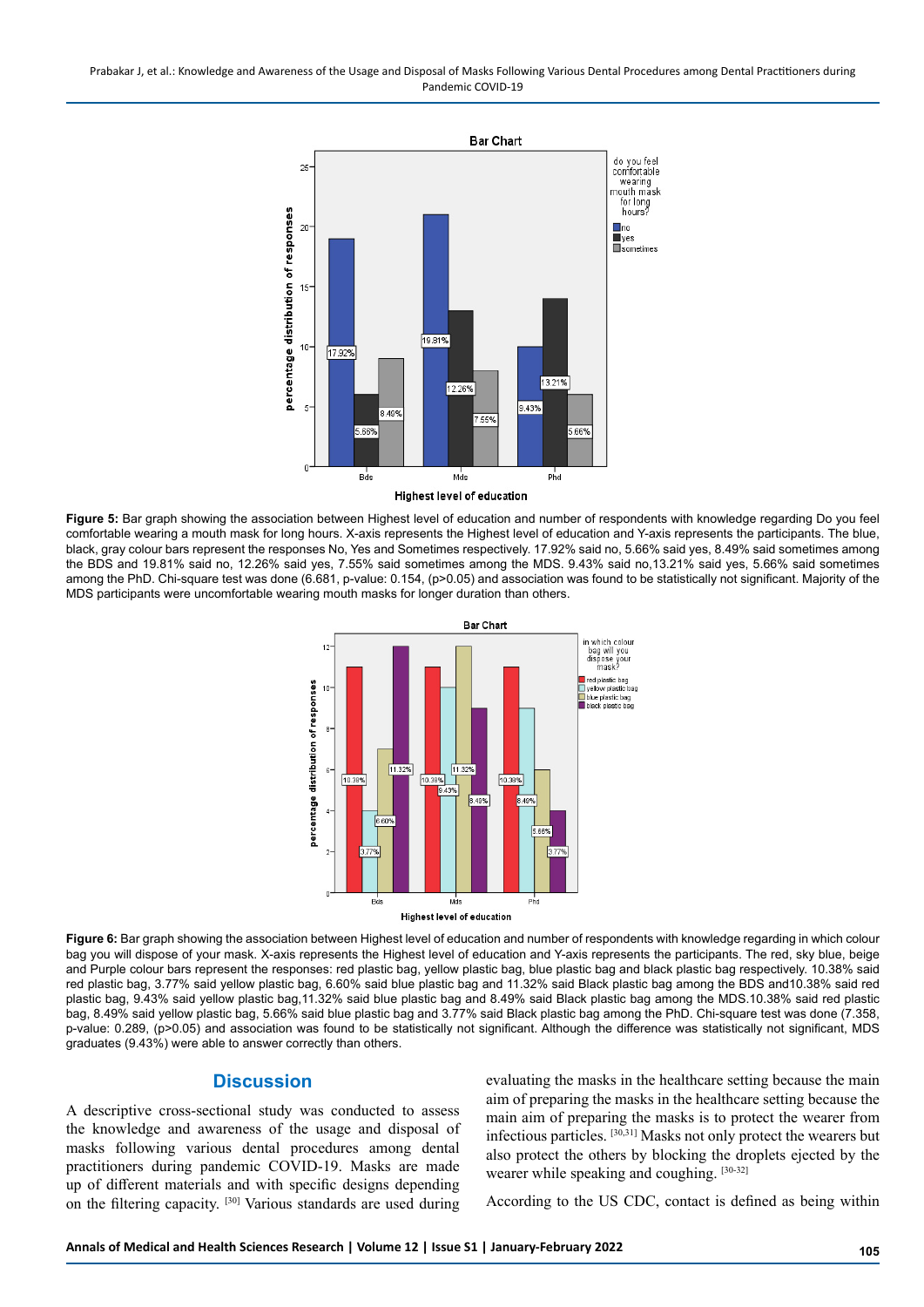**Figure 5:** Bar graph showing the association between Highest level of education and number of respondents with knowledge regarding Do you feel comfortable wearing a mouth mask for long hours. X-axis represents the Highest level of education and Y-axis represents the participants. The blue, black, gray colour bars represent the responses No, Yes and Sometimes respectively. 17.92% said no, 5.66% said yes, 8.49% said sometimes among the BDS and 19.81% said no, 12.26% said yes, 7.55% said sometimes among the MDS. 9.43% said no,13.21% said yes, 5.66% said sometimes among the PhD. Chi-square test was done (6.681, p-value: 0.154, (p>0.05) and association was found to be statistically not significant. Majority of the MDS participants were uncomfortable wearing mouth masks for longer duration than others.

**Figure 6:** Bar graph showing the association between Highest level of education and number of respondents with knowledge regarding in which colour bag you will dispose of your mask. X-axis represents the Highest level of education and Y-axis represents the participants. The red, sky blue, beige and Purple colour bars represent the responses: red plastic bag, yellow plastic bag, blue plastic bag and black plastic bag respectively. 10.38% said red plastic bag, 3.77% said yellow plastic bag, 6.60% said blue plastic bag and 11.32% said Black plastic bag among the BDS and10.38% said red plastic bag, 9.43% said yellow plastic bag,11.32% said blue plastic bag and 8.49% said Black plastic bag among the MDS.10.38% said red plastic bag, 8.49% said yellow plastic bag, 5.66% said blue plastic bag and 3.77% said Black plastic bag among the PhD. Chi-square test was done (7.358, p-value: 0.289, (p>0.05) and association was found to be statistically not significant. Although the difference was statistically not significant, MDS graduates (9.43%) were able to answer correctly than others.

## Discussion

A descriptive cross-sectional study was conducted to assess the knowledge and awareness of the usage and disposal of masks following various dental procedures among dental practitioners during pandemic COVID-19. Masks are made up of different materials and with specific designs depending on the filtering capacity. [30] Various standards are used during evaluating the masks in the healthcare setting because the main aim of preparing the masks in the healthcare setting because the main aim of preparing the masks is to protect the wearer from infectious particles. [30,31] Masks not only protect the wearers but also protect the others by blocking the droplets ejected by the wearer while speaking and coughing. [30-32]

According to the US CDC, contact is defined as being within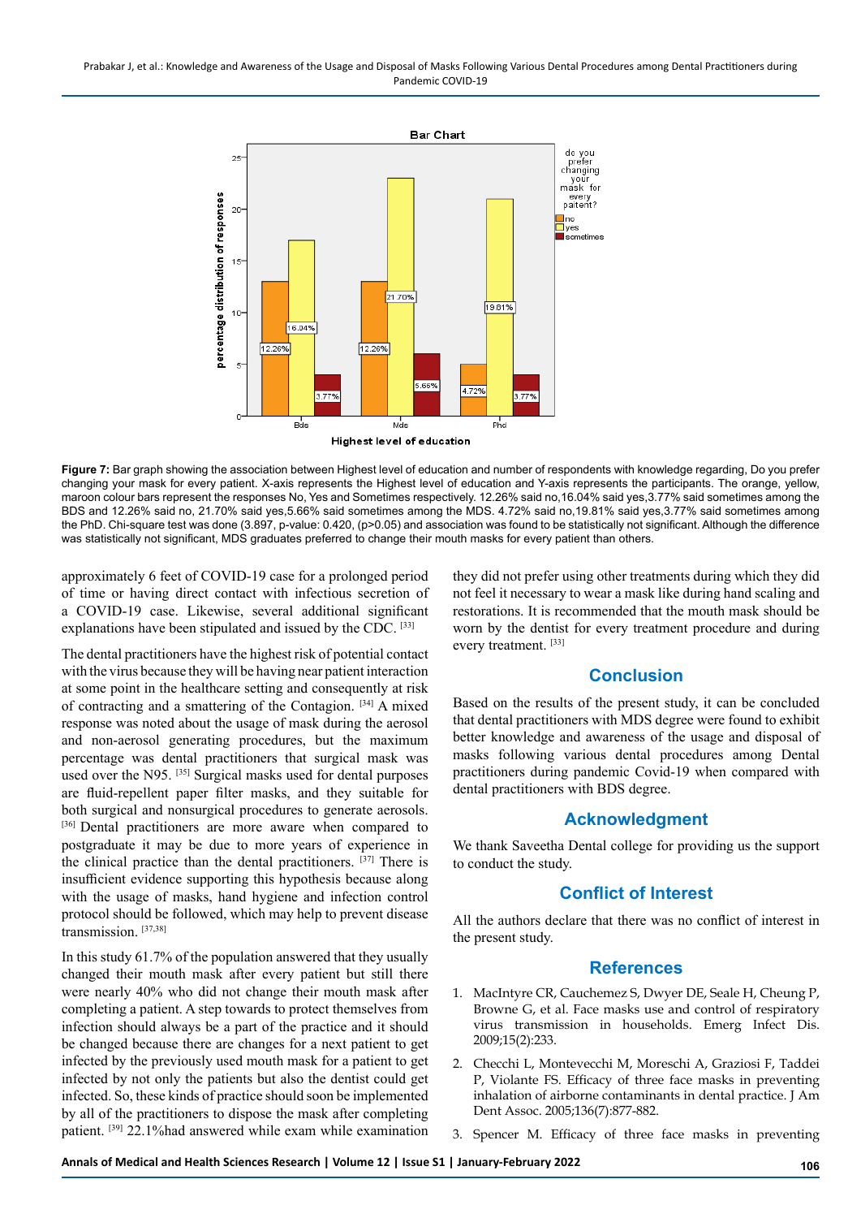**Figure 7:** Bar graph showing the association between Highest level of education and number of respondents with knowledge regarding, Do you prefer changing your mask for every patient. X-axis represents the Highest level of education and Y-axis represents the participants. The orange, yellow, maroon colour bars represent the responses No, Yes and Sometimes respectively. 12.26% said no,16.04% said yes,3.77% said sometimes among the BDS and 12.26% said no, 21.70% said yes,5.66% said sometimes among the MDS. 4.72% said no,19.81% said yes,3.77% said sometimes among the PhD. Chi-square test was done (3.897, p-value: 0.420, (p>0.05) and association was found to be statistically not significant. Although the difference was statistically not significant, MDS graduates preferred to change their mouth masks for every patient than others.

approximately 6 feet of COVID-19 case for a prolonged period of time or having direct contact with infectious secretion of a COVID-19 case. Likewise, several additional significant explanations have been stipulated and issued by the CDC. [33]

The dental practitioners have the highest risk of potential contact with the virus because they will be having near patient interaction at some point in the healthcare setting and consequently at risk of contracting and a smattering of the Contagion. [34] A mixed response was noted about the usage of mask during the aerosol and non-aerosol generating procedures, but the maximum percentage was dental practitioners that surgical mask was used over the N95. [35] Surgical masks used for dental purposes are fluid-repellent paper filter masks, and they suitable for both surgical and nonsurgical procedures to generate aerosols. [36] Dental practitioners are more aware when compared to postgraduate it may be due to more years of experience in the clinical practice than the dental practitioners. [37] There is insufficient evidence supporting this hypothesis because along with the usage of masks, hand hygiene and infection control protocol should be followed, which may help to prevent disease transmission. [37,38]

In this study 61.7% of the population answered that they usually changed their mouth mask after every patient but still there were nearly 40% who did not change their mouth mask after completing a patient. A step towards to protect themselves from infection should always be a part of the practice and it should be changed because there are changes for a next patient to get infected by the previously used mouth mask for a patient to get infected by not only the patients but also the dentist could get infected. So, these kinds of practice should soon be implemented by all of the practitioners to dispose the mask after completing patient. [39] 22.1%had answered while exam while examination they did not prefer using other treatments during which they did not feel it necessary to wear a mask like during hand scaling and restorations. It is recommended that the mouth mask should be worn by the dentist for every treatment procedure and during every treatment. [33]

## Conclusion

Based on the results of the present study, it can be concluded that dental practitioners with MDS degree were found to exhibit better knowledge and awareness of the usage and disposal of masks following various dental procedures among Dental practitioners during pandemic Covid-19 when compared with dental practitioners with BDS degree.

## Acknowledgment

We thank Saveetha Dental college for providing us the support to conduct the study.

## Conflict of Interest

All the authors declare that there was no conflict of interest in the present study.

## References

1. MacIntyre CR, Cauchemez S, Dwyer DE, Seale H, Cheung P, Browne G, et al. Face masks use and control of respiratory virus transmission in households. Emerg Infect Dis. 2009;15(2):233.
2. Checchi L, Montevecchi M, Moreschi A, Graziosi F, Taddei P, Violante FS. Efficacy of three face masks in preventing inhalation of airborne contaminants in dental practice. J Am Dent Assoc. 2005;136(7):877-882.
3. Spencer M. Efficacy of three face masks in preventing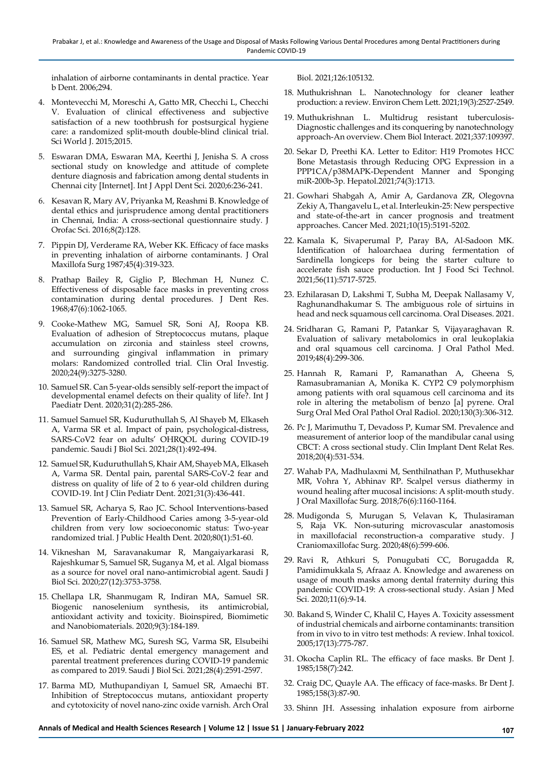inhalation of airborne contaminants in dental practice. Year b Dent. 2006;294.

4. Montevecchi M, Moreschi A, Gatto MR, Checchi L, Checchi V. Evaluation of clinical effectiveness and subjective satisfaction of a new toothbrush for postsurgical hygiene care: a randomized split-mouth double-blind clinical trial. Sci World J. 2015;2015.
5. Eswaran DMA, Eswaran MA, Keerthi J, Jenisha S. A cross sectional study on knowledge and attitude of complete denture diagnosis and fabrication among dental students in Chennai city [Internet]. Int J Appl Dent Sci. 2020;6:236-241.
6. Kesavan R, Mary AV, Priyanka M, Reashmi B. Knowledge of dental ethics and jurisprudence among dental practitioners in Chennai, India: A cross-sectional questionnaire study. J Orofac Sci. 2016;8(2):128.
7. Pippin DJ, Verderame RA, Weber KK. Efficacy of face masks in preventing inhalation of airborne contaminants. J Oral Maxillofa Surg 1987;45(4):319-323.
8. Prathap Bailey R, Giglio P, Blechman H, Nunez C. Effectiveness of disposable face masks in preventing cross contamination during dental procedures. J Dent Res. 1968;47(6):1062-1065.
9. Cooke-Mathew MG, Samuel SR, Soni AJ, Roopa KB. Evaluation of adhesion of Streptococcus mutans, plaque accumulation on zirconia and stainless steel crowns, and surrounding gingival inflammation in primary molars: Randomized controlled trial. Clin Oral Investig. 2020;24(9):3275-3280.
10. Samuel SR. Can 5-year-olds sensibly self-report the impact of developmental enamel defects on their quality of life?. Int J Paediatr Dent. 2020;31(2):285-286.
11. Samuel Samuel SR, Kuduruthullah S, Al Shayeb M, Elkaseh A, Varma SR et al. Impact of pain, psychological-distress, SARS-CoV2 fear on adults' OHRQOL during COVID-19 pandemic. Saudi J Biol Sci. 2021;28(1):492-494.
12. Samuel SR, Kuduruthullah S, Khair AM, Shayeb MA, Elkaseh A, Varma SR. Dental pain, parental SARS-CoV-2 fear and distress on quality of life of 2 to 6 year-old children during COVID-19. Int J Clin Pediatr Dent. 2021;31(3):436-441.
13. Samuel SR, Acharya S, Rao JC. School Interventions-based Prevention of Early-Childhood Caries among 3-5-year-old children from very low socioeconomic status: Two-year randomized trial. J Public Health Dent. 2020;80(1):51-60.
14. Vikneshan M, Saravanakumar R, Mangaiyarkarasi R, Rajeshkumar S, Samuel SR, Suganya M, et al. Algal biomass as a source for novel oral nano-antimicrobial agent. Saudi J Biol Sci. 2020;27(12):3753-3758.
15. Chellapa LR, Shanmugam R, Indiran MA, Samuel SR. Biogenic nanoselenium synthesis, its antimicrobial, antioxidant activity and toxicity. Bioinspired, Biomimetic and Nanobiomaterials. 2020;9(3):184-189.
16. Samuel SR, Mathew MG, Suresh SG, Varma SR, Elsubeihi ES, et al. Pediatric dental emergency management and parental treatment preferences during COVID-19 pandemic as compared to 2019. Saudi J Biol Sci. 2021;28(4):2591-2597.
17. Barma MD, Muthupandiyan I, Samuel SR, Amaechi BT. Inhibition of Streptococcus mutans, antioxidant property and cytotoxicity of novel nano-zinc oxide varnish. Arch Oral Biol. 2021;126:105132.
18. Muthukrishnan L. Nanotechnology for cleaner leather production: a review. Environ Chem Lett. 2021;19(3):2527-2549.
19. Muthukrishnan L. Multidrug resistant tuberculosis-Diagnostic challenges and its conquering by nanotechnology approach-An overview. Chem Biol Interact. 2021;337:109397.
20. Sekar D, Preethi KA. Letter to Editor: H19 Promotes HCC Bone Metastasis through Reducing OPG Expression in a PPP1CA/p38MAPK-Dependent Manner and Sponging miR-200b-3p. Hepatol.2021;74(3):1713.
21. Gowhari Shabgah A, Amir A, Gardanova ZR, Olegovna Zekiy A, Thangavelu L, et al. Interleukin-25: New perspective and state-of-the-art in cancer prognosis and treatment approaches. Cancer Med. 2021;10(15):5191-5202.
22. Kamala K, Sivaperumal P, Paray BA, Al-Sadoon MK. Identification of haloarchaea during fermentation of Sardinella longiceps for being the starter culture to accelerate fish sauce production. Int J Food Sci Technol. 2021;56(11):5717-5725.
23. Ezhilarasan D, Lakshmi T, Subha M, Deepak Nallasamy V, Raghunandhakumar S. The ambiguous role of sirtuins in head and neck squamous cell carcinoma. Oral Diseases. 2021.
24. Sridharan G, Ramani P, Patankar S, Vijayaraghavan R. Evaluation of salivary metabolomics in oral leukoplakia and oral squamous cell carcinoma. J Oral Pathol Med. 2019;48(4):299-306.
25. Hannah R, Ramani P, Ramanathan A, Gheena S, Ramasubramanian A, Monika K. CYP2 C9 polymorphism among patients with oral squamous cell carcinoma and its role in altering the metabolism of benzo [a] pyrene. Oral Surg Oral Med Oral Pathol Oral Radiol. 2020;130(3):306-312.
26. Pc J, Marimuthu T, Devadoss P, Kumar SM. Prevalence and measurement of anterior loop of the mandibular canal using CBCT: A cross sectional study. Clin Implant Dent Relat Res. 2018;20(4):531-534.
27. Wahab PA, Madhulaxmi M, Senthilnathan P, Muthusekhar MR, Vohra Y, Abhinav RP. Scalpel versus diathermy in wound healing after mucosal incisions: A split-mouth study. J Oral Maxillofac Surg. 2018;76(6):1160-1164.
28. Mudigonda S, Murugan S, Velavan K, Thulasiraman S, Raja VK. Non-suturing microvascular anastomosis in maxillofacial reconstruction-a comparative study. J Craniomaxillofac Surg. 2020;48(6):599-606.
29. Ravi R, Athkuri S, Ponugubati CC, Borugadda R, Pamidimukkala S, Afraaz A. Knowledge and awareness on usage of mouth masks among dental fraternity during this pandemic COVID-19: A cross-sectional study. Asian J Med Sci. 2020;11(6):9-14.
30. Bakand S, Winder C, Khalil C, Hayes A. Toxicity assessment of industrial chemicals and airborne contaminants: transition from in vivo to in vitro test methods: A review. Inhal toxicol. 2005;17(13):775-787.
31. Okocha Caplin RL. The efficacy of face masks. Br Dent J. 1985;158(7):242.
32. Craig DC, Quayle AA. The efficacy of face-masks. Br Dent J. 1985;158(3):87-90.
33. Shinn JH. Assessing inhalation exposure from airborne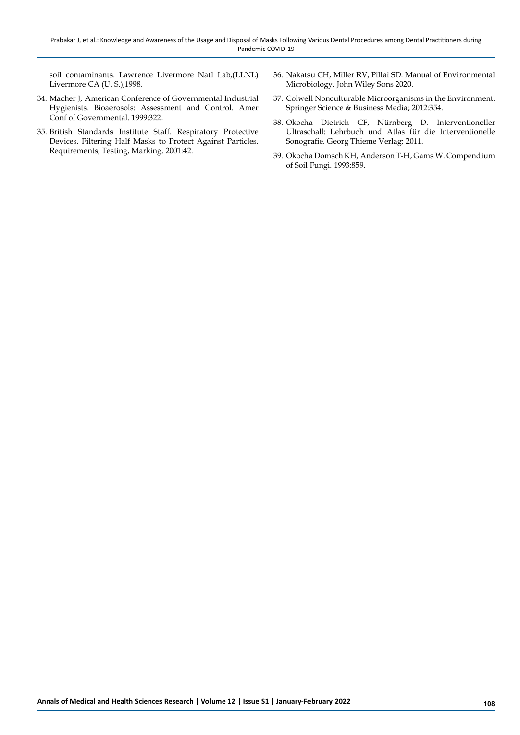soil contaminants. Lawrence Livermore Natl Lab,(LLNL) Livermore CA (U. S.);1998.

34. Macher J, American Conference of Governmental Industrial Hygienists. Bioaerosols: Assessment and Control. Amer Conf of Governmental. 1999:322.
35. British Standards Institute Staff. Respiratory Protective Devices. Filtering Half Masks to Protect Against Particles. Requirements, Testing, Marking. 2001:42.
36. Nakatsu CH, Miller RV, Pillai SD. Manual of Environmental Microbiology. John Wiley Sons 2020.
37. Colwell Nonculturable Microorganisms in the Environment. Springer Science & Business Media; 2012:354.
38. Okocha Dietrich CF, Nürnberg D. Interventioneller Ultraschall: Lehrbuch und Atlas für die Interventionelle Sonografie. Georg Thieme Verlag; 2011.
39. Okocha Domsch KH, Anderson T-H, Gams W. Compendium of Soil Fungi. 1993:859.